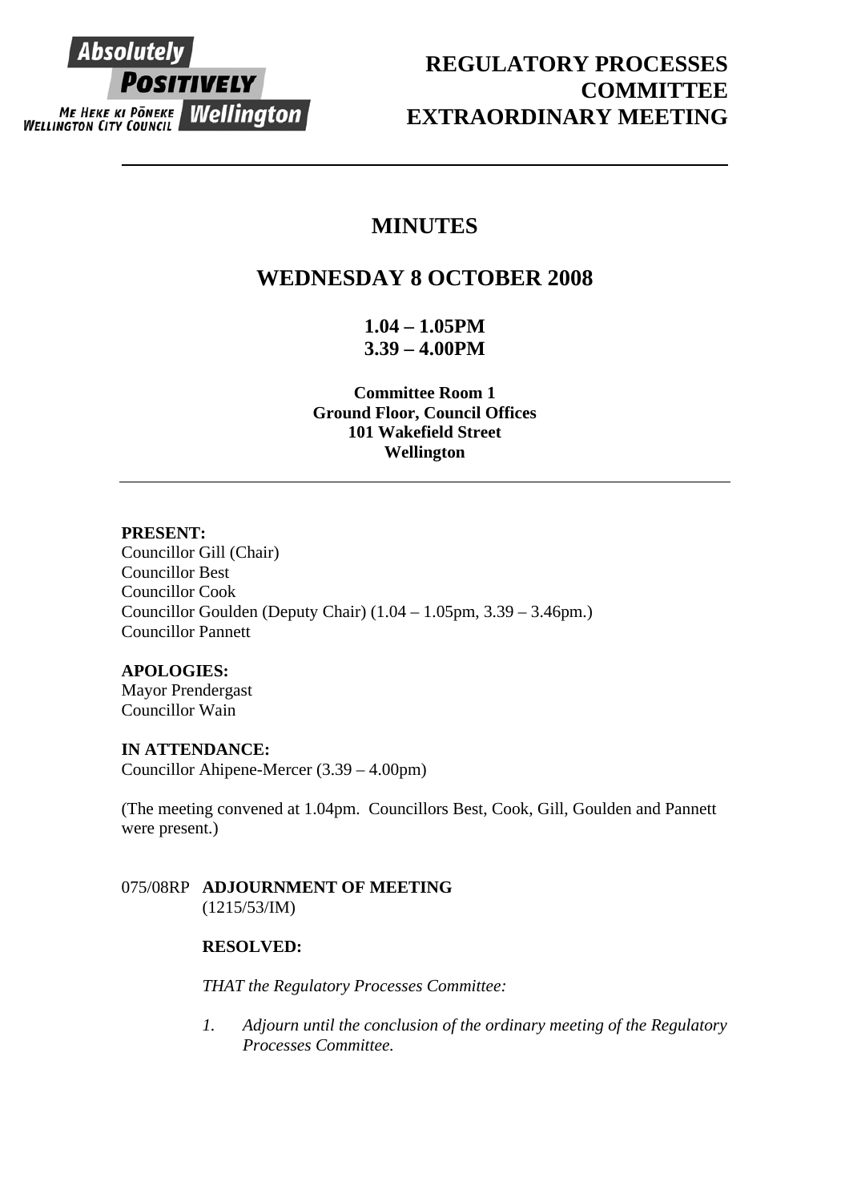Absolutely POSITIVELY Wellington
ME HEKE KI PŌNEKE
WELLINGTON CITY COUNCIL

# REGULATORY PROCESSES COMMITTEE EXTRAORDINARY MEETING

## MINUTES

## WEDNESDAY 8 OCTOBER 2008

**1.04 – 1.05PM**
**3.39 – 4.00PM**

**Committee Room 1**
**Ground Floor, Council Offices**
**101 Wakefield Street**
**Wellington**

---

**PRESENT:**
Councillor Gill (Chair)
Councillor Best
Councillor Cook
Councillor Goulden (Deputy Chair) (1.04 – 1.05pm, 3.39 – 3.46pm.)
Councillor Pannett

**APOLOGIES:**
Mayor Prendergast
Councillor Wain

**IN ATTENDANCE:**
Councillor Ahipene-Mercer (3.39 – 4.00pm)

(The meeting convened at 1.04pm. Councillors Best, Cook, Gill, Goulden and Pannett were present.)

075/08RP **ADJOURNMENT OF MEETING**
(1215/53/IM)

**RESOLVED:**

*THAT the Regulatory Processes Committee:*

1. *Adjourn until the conclusion of the ordinary meeting of the Regulatory Processes Committee.*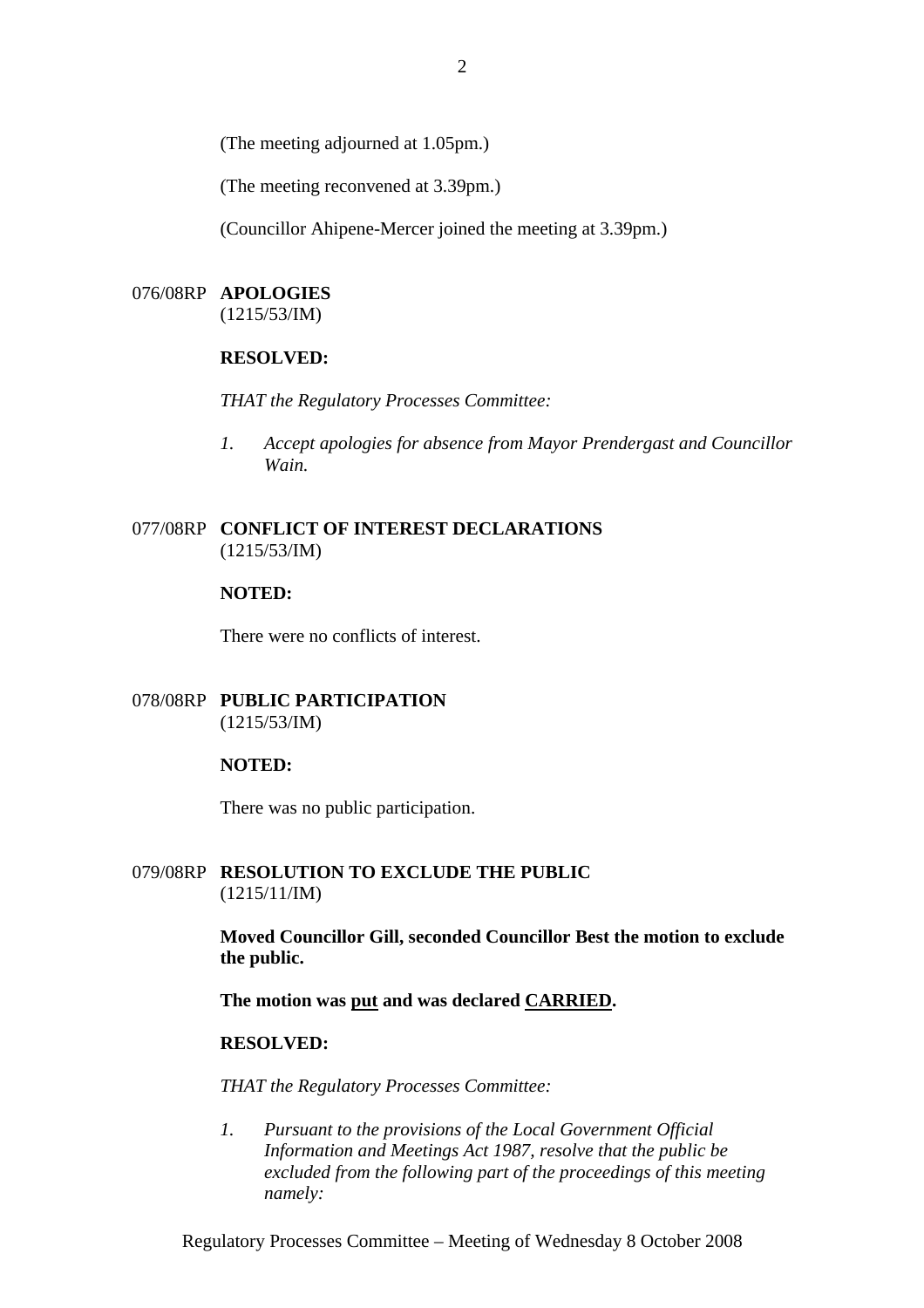(The meeting adjourned at 1.05pm.)

(The meeting reconvened at 3.39pm.)

(Councillor Ahipene-Mercer joined the meeting at 3.39pm.)

076/08RP **APOLOGIES**
(1215/53/IM)

**RESOLVED:**

*THAT the Regulatory Processes Committee:*

1. *Accept apologies for absence from Mayor Prendergast and Councillor Wain.*

077/08RP **CONFLICT OF INTEREST DECLARATIONS**
(1215/53/IM)

**NOTED:**

There were no conflicts of interest.

078/08RP **PUBLIC PARTICIPATION**
(1215/53/IM)

**NOTED:**

There was no public participation.

079/08RP **RESOLUTION TO EXCLUDE THE PUBLIC**
(1215/11/IM)

**Moved Councillor Gill, seconded Councillor Best the motion to exclude the public.**

**The motion was <u>put</u> and was declared <u>CARRIED</u>.**

**RESOLVED:**

*THAT the Regulatory Processes Committee:*

1. *Pursuant to the provisions of the Local Government Official Information and Meetings Act 1987, resolve that the public be excluded from the following part of the proceedings of this meeting namely:*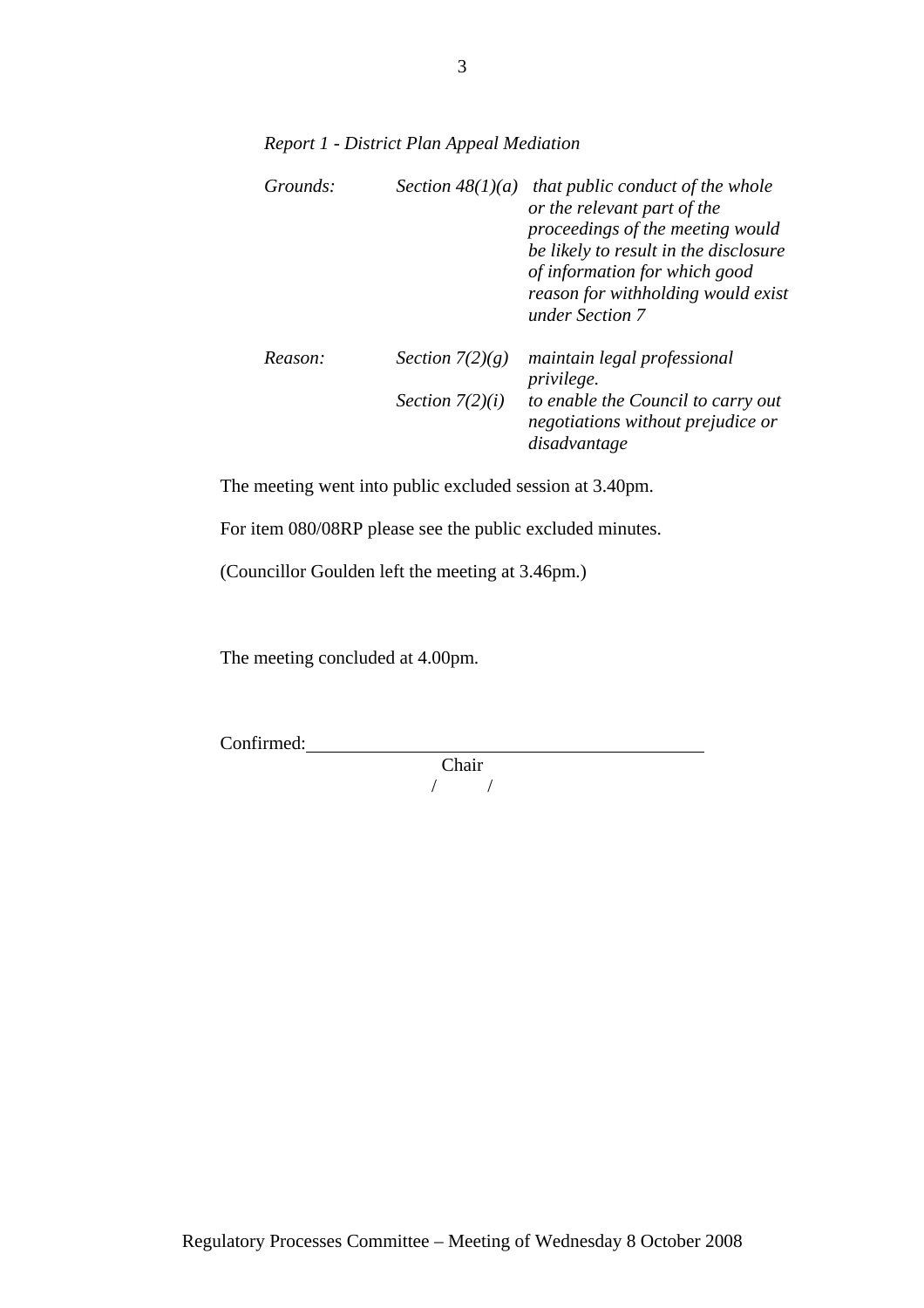*Report 1 - District Plan Appeal Mediation*

| | | |
|---|---|---|
| *Grounds:* | *Section 48(1)(a)* | *that public conduct of the whole or the relevant part of the proceedings of the meeting would be likely to result in the disclosure of information for which good reason for withholding would exist under Section 7* |
| *Reason:* | *Section 7(2)(g)* | *maintain legal professional privilege.* |
| | *Section 7(2)(i)* | *to enable the Council to carry out negotiations without prejudice or disadvantage* |

The meeting went into public excluded session at 3.40pm.

For item 080/08RP please see the public excluded minutes.

(Councillor Goulden left the meeting at 3.46pm.)

The meeting concluded at 4.00pm.

Confirmed: _______________________________________

Chair

/ /